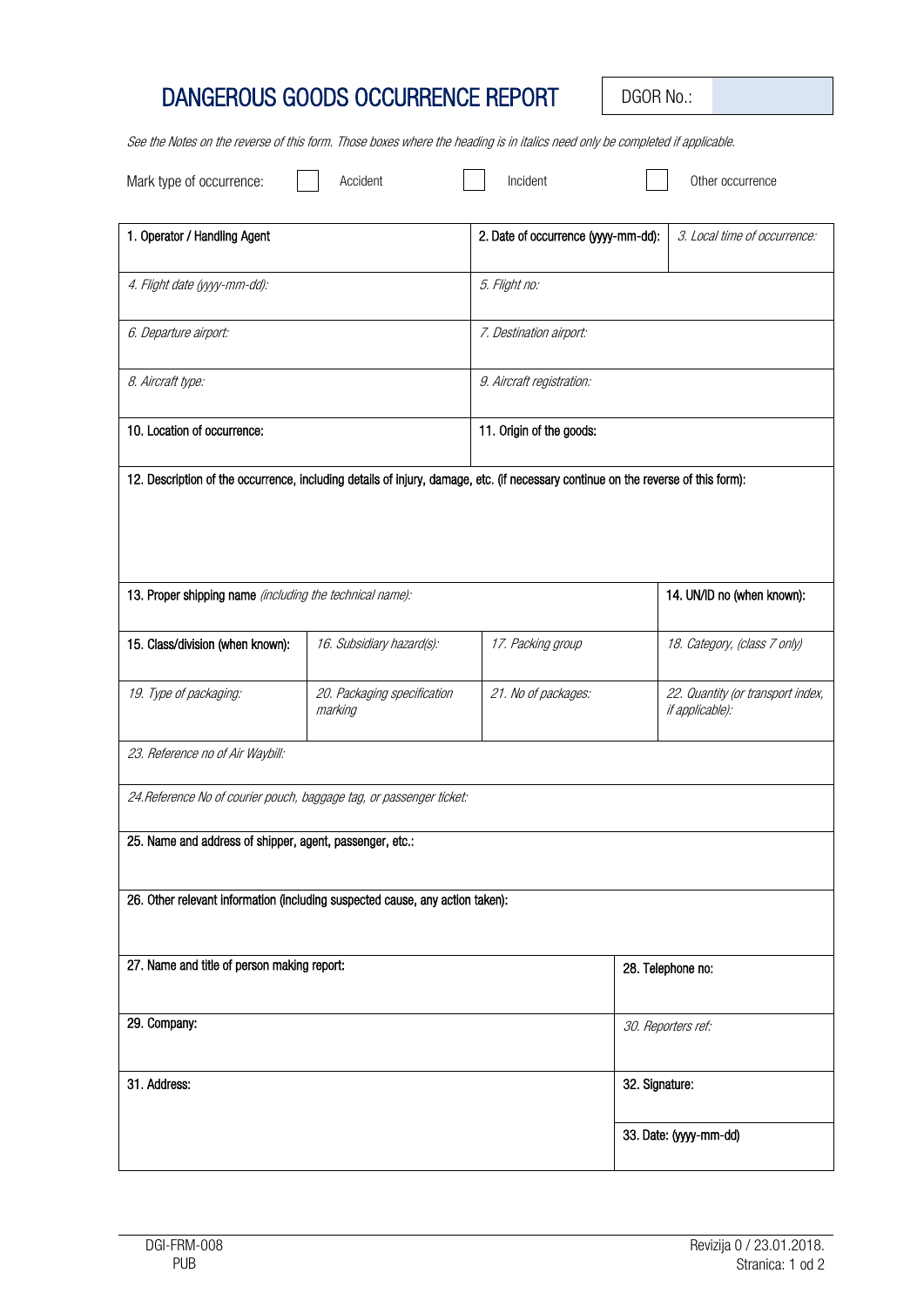# DANGEROUS GOODS OCCURRENCE REPORT

| DGOR No.: | |
|---|---|

*See the Notes on the reverse of this form. Those boxes where the heading is in italics need only be completed if applicable.*

Mark type of occurrence: ☐ Accident ☐ Incident ☐ Other occurrence

| | | | |
|---|---|---|---|
| 1. Operator / Handling Agent | | 2. Date of occurrence (yyyy-mm-dd): | *3. Local time of occurrence:* |
| *4. Flight date (yyyy-mm-dd):* | | *5. Flight no:* | |
| *6. Departure airport:* | | *7. Destination airport:* | |
| *8. Aircraft type:* | | *9. Aircraft registration:* | |
| 10. Location of occurrence: | | 11. Origin of the goods: | |
| 12. Description of the occurrence, including details of injury, damage, etc. (if necessary continue on the reverse of this form): | | | |
| 13. Proper shipping name *(including the technical name):* | | | 14. UN/ID no (when known): |
| 15. Class/division (when known): | *16. Subsidiary hazard(s):* | *17. Packing group* | *18. Category, (class 7 only)* |
| *19. Type of packaging:* | *20. Packaging specification marking* | *21. No of packages:* | *22. Quantity (or transport index, if applicable):* |
| *23. Reference no of Air Waybill:* | | | |
| *24.Reference No of courier pouch, baggage tag, or passenger ticket:* | | | |
| 25. Name and address of shipper, agent, passenger, etc.: | | | |
| 26. Other relevant information (including suspected cause, any action taken): | | | |
| 27. Name and title of person making report: | | | 28. Telephone no: |
| 29. Company: | | | *30. Reporters ref:* |
| 31. Address: | | | 32. Signature: |
| | | | 33. Date: (yyyy-mm-dd) |

DGI-FRM-008
PUB

Revizija 0 / 23.01.2018.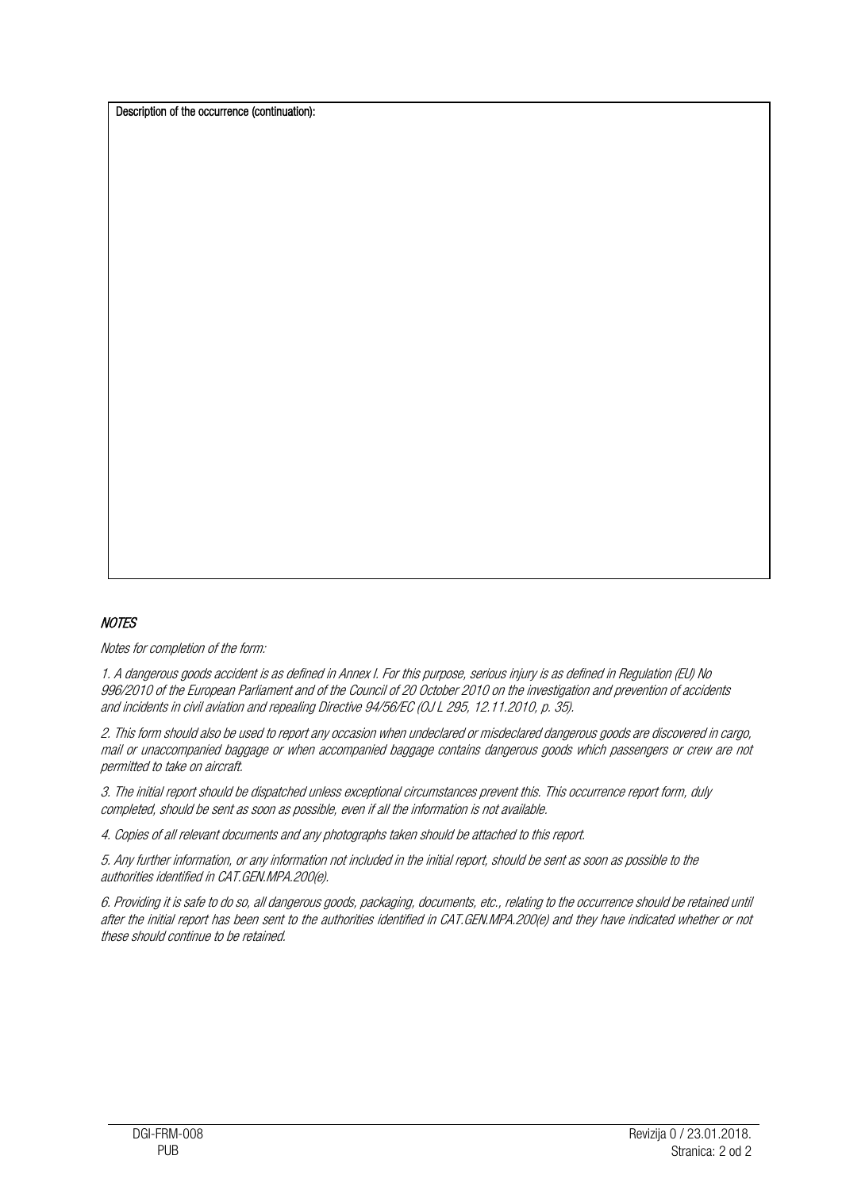**Description of the occurrence (continuation):**

| |
|---|
| |

***NOTES***

*Notes for completion of the form:*

*1. A dangerous goods accident is as defined in Annex I. For this purpose, serious injury is as defined in Regulation (EU) No 996/2010 of the European Parliament and of the Council of 20 October 2010 on the investigation and prevention of accidents and incidents in civil aviation and repealing Directive 94/56/EC (OJ L 295, 12.11.2010, p. 35).*

*2. This form should also be used to report any occasion when undeclared or misdeclared dangerous goods are discovered in cargo, mail or unaccompanied baggage or when accompanied baggage contains dangerous goods which passengers or crew are not permitted to take on aircraft.*

*3. The initial report should be dispatched unless exceptional circumstances prevent this. This occurrence report form, duly completed, should be sent as soon as possible, even if all the information is not available.*

*4. Copies of all relevant documents and any photographs taken should be attached to this report.*

*5. Any further information, or any information not included in the initial report, should be sent as soon as possible to the authorities identified in CAT.GEN.MPA.200(e).*

*6. Providing it is safe to do so, all dangerous goods, packaging, documents, etc., relating to the occurrence should be retained until after the initial report has been sent to the authorities identified in CAT.GEN.MPA.200(e) and they have indicated whether or not these should continue to be retained.*